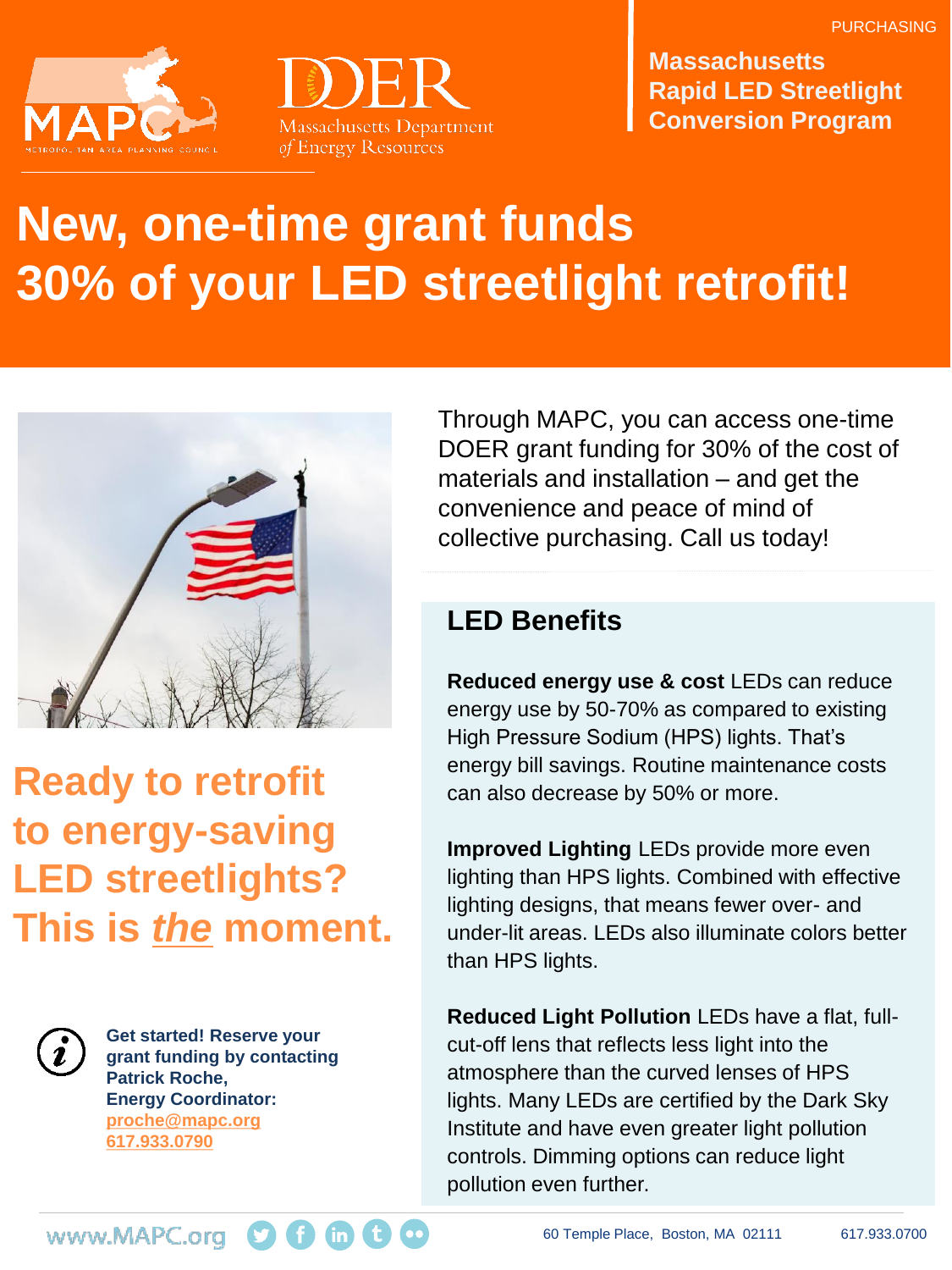PURCHASING

MAPC — Metropolitan Area Planning Council

DOER — Massachusetts Department of Energy Resources

**Massachusetts Rapid LED Streetlight Conversion Program**

# New, one-time grant funds 30% of your LED streetlight retrofit!

## Ready to retrofit to energy-saving LED streetlights? This is *the* moment.

Through MAPC, you can access one-time DOER grant funding for 30% of the cost of materials and installation – and get the convenience and peace of mind of collective purchasing. Call us today!

**Get started! Reserve your grant funding by contacting Patrick Roche, Energy Coordinator:**
proche@mapc.org
617.933.0790

## LED Benefits

**Reduced energy use & cost** LEDs can reduce energy use by 50-70% as compared to existing High Pressure Sodium (HPS) lights. That's energy bill savings. Routine maintenance costs can also decrease by 50% or more.

**Improved Lighting** LEDs provide more even lighting than HPS lights. Combined with effective lighting designs, that means fewer over- and under-lit areas. LEDs also illuminate colors better than HPS lights.

**Reduced Light Pollution** LEDs have a flat, full-cut-off lens that reflects less light into the atmosphere than the curved lenses of HPS lights. Many LEDs are certified by the Dark Sky Institute and have even greater light pollution controls. Dimming options can reduce light pollution even further.

www.MAPC.org

60 Temple Place, Boston, MA 02111 617.933.0700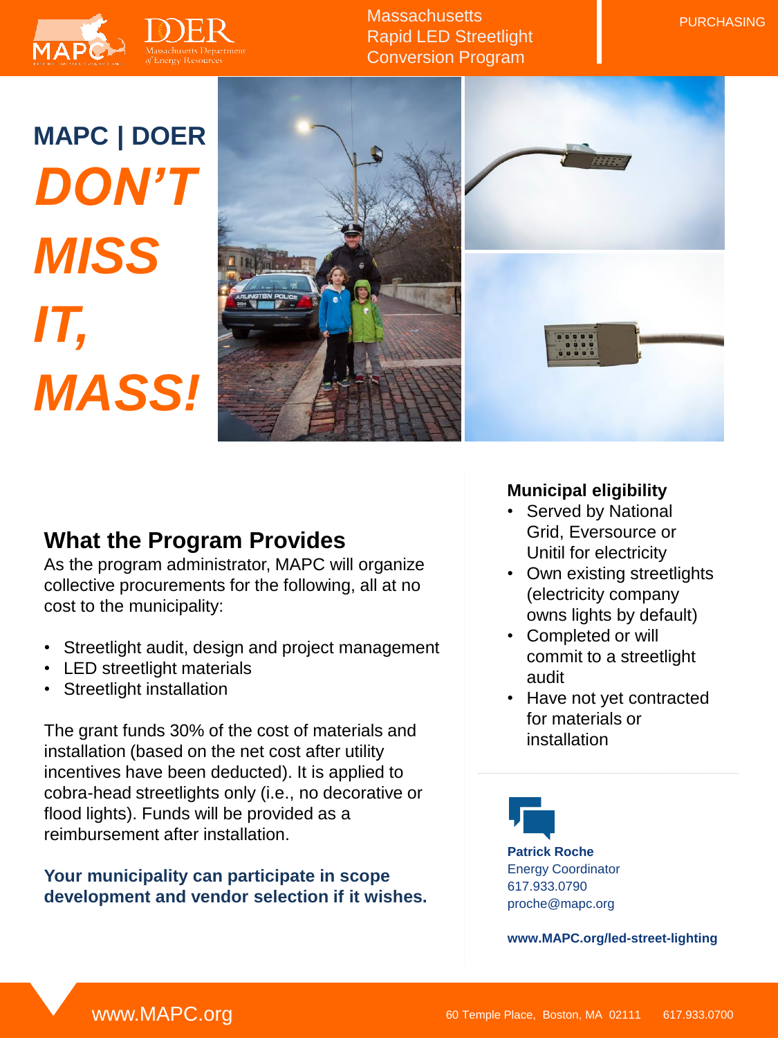Massachusetts Rapid LED Streetlight Conversion Program

PURCHASING

## MAPC | DOER

# *DON'T MISS IT, MASS!*

## What the Program Provides

As the program administrator, MAPC will organize collective procurements for the following, all at no cost to the municipality:

- Streetlight audit, design and project management
- LED streetlight materials
- Streetlight installation

The grant funds 30% of the cost of materials and installation (based on the net cost after utility incentives have been deducted). It is applied to cobra-head streetlights only (i.e., no decorative or flood lights). Funds will be provided as a reimbursement after installation.

**Your municipality can participate in scope development and vendor selection if it wishes.**

### Municipal eligibility

- Served by National Grid, Eversource or Unitil for electricity
- Own existing streetlights (electricity company owns lights by default)
- Completed or will commit to a streetlight audit
- Have not yet contracted for materials or installation

**Patrick Roche**
Energy Coordinator
617.933.0790
proche@mapc.org

**www.MAPC.org/led-street-lighting**

www.MAPC.org

60 Temple Place, Boston, MA 02111 617.933.0700